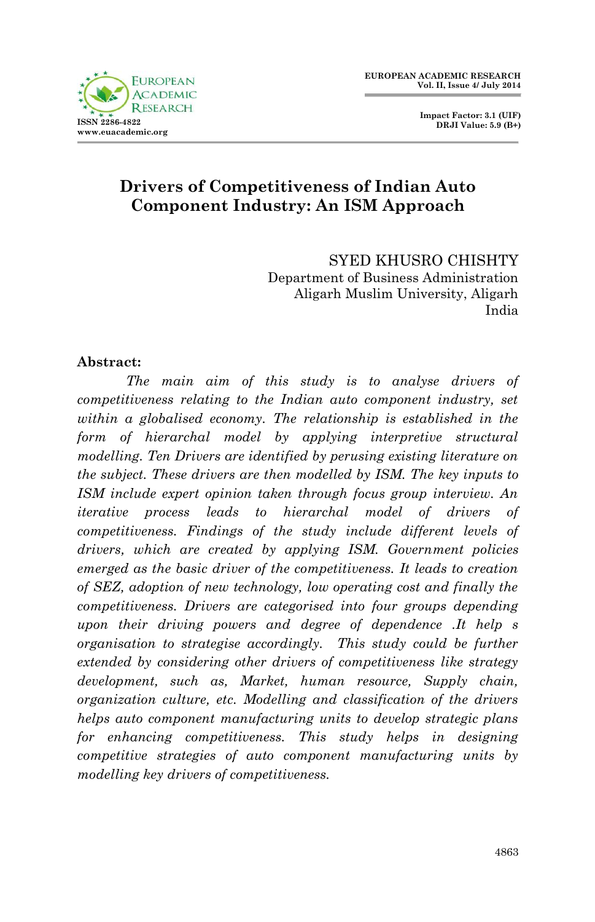# Drivers of Competitiveness of Indian Auto Component Industry: An ISM Approach

SYED KHUSRO CHISHTY
Department of Business Administration
Aligarh Muslim University, Aligarh
India

**Abstract:**

*The main aim of this study is to analyse drivers of competitiveness relating to the Indian auto component industry, set within a globalised economy. The relationship is established in the form of hierarchal model by applying interpretive structural modelling. Ten Drivers are identified by perusing existing literature on the subject. These drivers are then modelled by ISM. The key inputs to ISM include expert opinion taken through focus group interview. An iterative process leads to hierarchal model of drivers of competitiveness. Findings of the study include different levels of drivers, which are created by applying ISM. Government policies emerged as the basic driver of the competitiveness. It leads to creation of SEZ, adoption of new technology, low operating cost and finally the competitiveness. Drivers are categorised into four groups depending upon their driving powers and degree of dependence .It help s organisation to strategise accordingly. This study could be further extended by considering other drivers of competitiveness like strategy development, such as, Market, human resource, Supply chain, organization culture, etc. Modelling and classification of the drivers helps auto component manufacturing units to develop strategic plans for enhancing competitiveness. This study helps in designing competitive strategies of auto component manufacturing units by modelling key drivers of competitiveness.*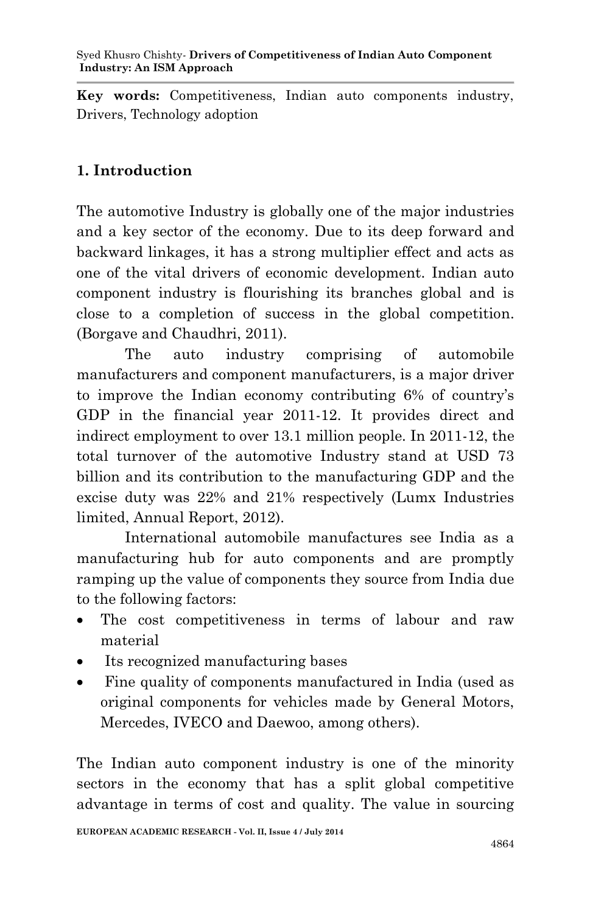**Key words:** Competitiveness, Indian auto components industry, Drivers, Technology adoption

## 1. Introduction

The automotive Industry is globally one of the major industries and a key sector of the economy. Due to its deep forward and backward linkages, it has a strong multiplier effect and acts as one of the vital drivers of economic development. Indian auto component industry is flourishing its branches global and is close to a completion of success in the global competition. (Borgave and Chaudhri, 2011).

The auto industry comprising of automobile manufacturers and component manufacturers, is a major driver to improve the Indian economy contributing 6% of country's GDP in the financial year 2011-12. It provides direct and indirect employment to over 13.1 million people. In 2011-12, the total turnover of the automotive Industry stand at USD 73 billion and its contribution to the manufacturing GDP and the excise duty was 22% and 21% respectively (Lumx Industries limited, Annual Report, 2012).

International automobile manufactures see India as a manufacturing hub for auto components and are promptly ramping up the value of components they source from India due to the following factors:

- The cost competitiveness in terms of labour and raw material
- Its recognized manufacturing bases
- Fine quality of components manufactured in India (used as original components for vehicles made by General Motors, Mercedes, IVECO and Daewoo, among others).

The Indian auto component industry is one of the minority sectors in the economy that has a split global competitive advantage in terms of cost and quality. The value in sourcing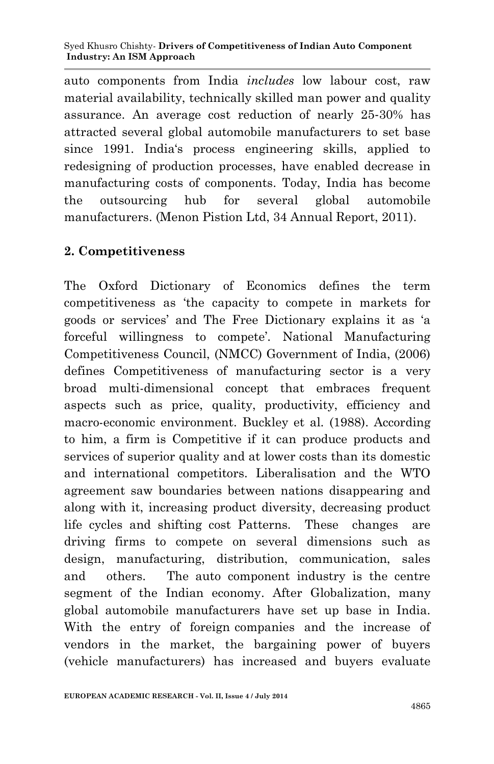auto components from India *includes* low labour cost, raw material availability, technically skilled man power and quality assurance. An average cost reduction of nearly 25-30% has attracted several global automobile manufacturers to set base since 1991. India's process engineering skills, applied to redesigning of production processes, have enabled decrease in manufacturing costs of components. Today, India has become the outsourcing hub for several global automobile manufacturers. (Menon Pistion Ltd, 34 Annual Report, 2011).

## 2. Competitiveness

The Oxford Dictionary of Economics defines the term competitiveness as 'the capacity to compete in markets for goods or services' and The Free Dictionary explains it as 'a forceful willingness to compete'. National Manufacturing Competitiveness Council, (NMCC) Government of India, (2006) defines Competitiveness of manufacturing sector is a very broad multi-dimensional concept that embraces frequent aspects such as price, quality, productivity, efficiency and macro-economic environment. Buckley et al. (1988). According to him, a firm is Competitive if it can produce products and services of superior quality and at lower costs than its domestic and international competitors. Liberalisation and the WTO agreement saw boundaries between nations disappearing and along with it, increasing product diversity, decreasing product life cycles and shifting cost Patterns. These changes are driving firms to compete on several dimensions such as design, manufacturing, distribution, communication, sales and others. The auto component industry is the centre segment of the Indian economy. After Globalization, many global automobile manufacturers have set up base in India. With the entry of foreign companies and the increase of vendors in the market, the bargaining power of buyers (vehicle manufacturers) has increased and buyers evaluate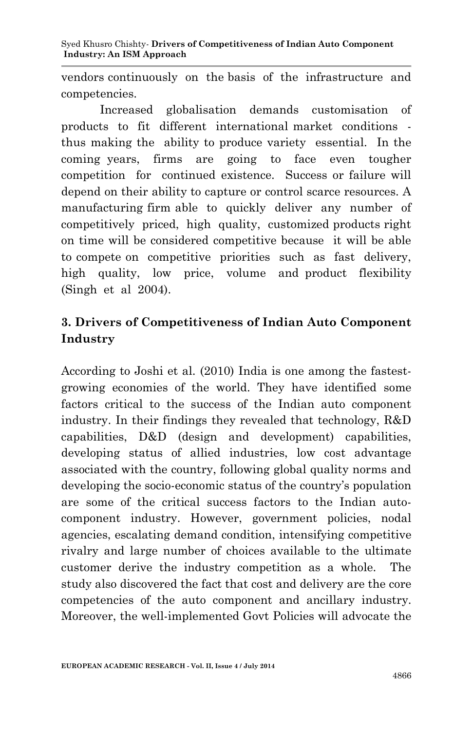vendors continuously on the basis of the infrastructure and competencies.

Increased globalisation demands customisation of products to fit different international market conditions - thus making the ability to produce variety essential. In the coming years, firms are going to face even tougher competition for continued existence. Success or failure will depend on their ability to capture or control scarce resources. A manufacturing firm able to quickly deliver any number of competitively priced, high quality, customized products right on time will be considered competitive because it will be able to compete on competitive priorities such as fast delivery, high quality, low price, volume and product flexibility (Singh et al 2004).

## 3. Drivers of Competitiveness of Indian Auto Component Industry

According to Joshi et al. (2010) India is one among the fastest-growing economies of the world. They have identified some factors critical to the success of the Indian auto component industry. In their findings they revealed that technology, R&D capabilities, D&D (design and development) capabilities, developing status of allied industries, low cost advantage associated with the country, following global quality norms and developing the socio-economic status of the country's population are some of the critical success factors to the Indian auto-component industry. However, government policies, nodal agencies, escalating demand condition, intensifying competitive rivalry and large number of choices available to the ultimate customer derive the industry competition as a whole. The study also discovered the fact that cost and delivery are the core competencies of the auto component and ancillary industry. Moreover, the well-implemented Govt Policies will advocate the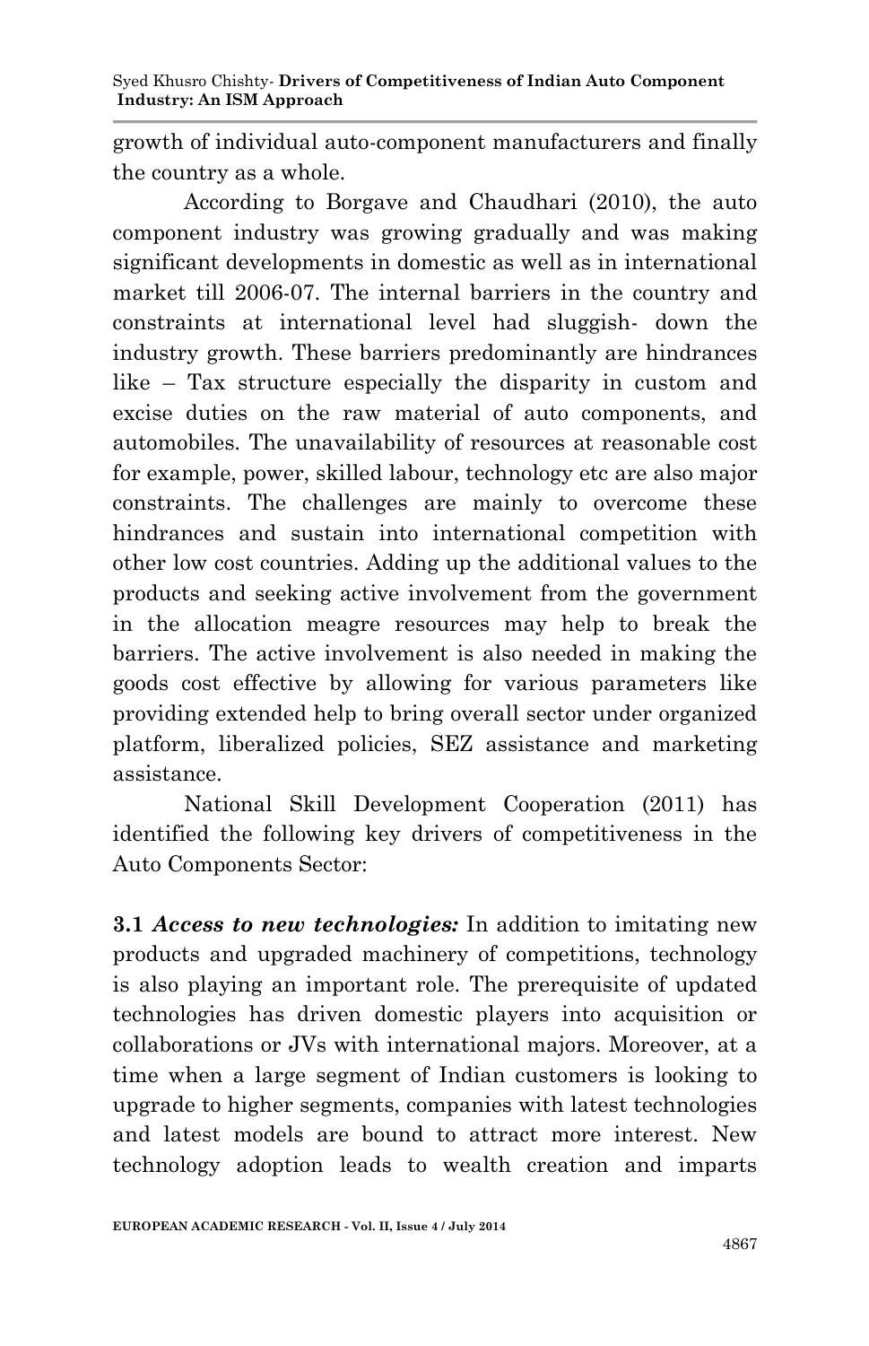growth of individual auto-component manufacturers and finally the country as a whole.

According to Borgave and Chaudhari (2010), the auto component industry was growing gradually and was making significant developments in domestic as well as in international market till 2006-07. The internal barriers in the country and constraints at international level had sluggish- down the industry growth. These barriers predominantly are hindrances like – Tax structure especially the disparity in custom and excise duties on the raw material of auto components, and automobiles. The unavailability of resources at reasonable cost for example, power, skilled labour, technology etc are also major constraints. The challenges are mainly to overcome these hindrances and sustain into international competition with other low cost countries. Adding up the additional values to the products and seeking active involvement from the government in the allocation meagre resources may help to break the barriers. The active involvement is also needed in making the goods cost effective by allowing for various parameters like providing extended help to bring overall sector under organized platform, liberalized policies, SEZ assistance and marketing assistance.

National Skill Development Cooperation (2011) has identified the following key drivers of competitiveness in the Auto Components Sector:

**3.1** ***Access to new technologies:*** In addition to imitating new products and upgraded machinery of competitions, technology is also playing an important role. The prerequisite of updated technologies has driven domestic players into acquisition or collaborations or JVs with international majors. Moreover, at a time when a large segment of Indian customers is looking to upgrade to higher segments, companies with latest technologies and latest models are bound to attract more interest. New technology adoption leads to wealth creation and imparts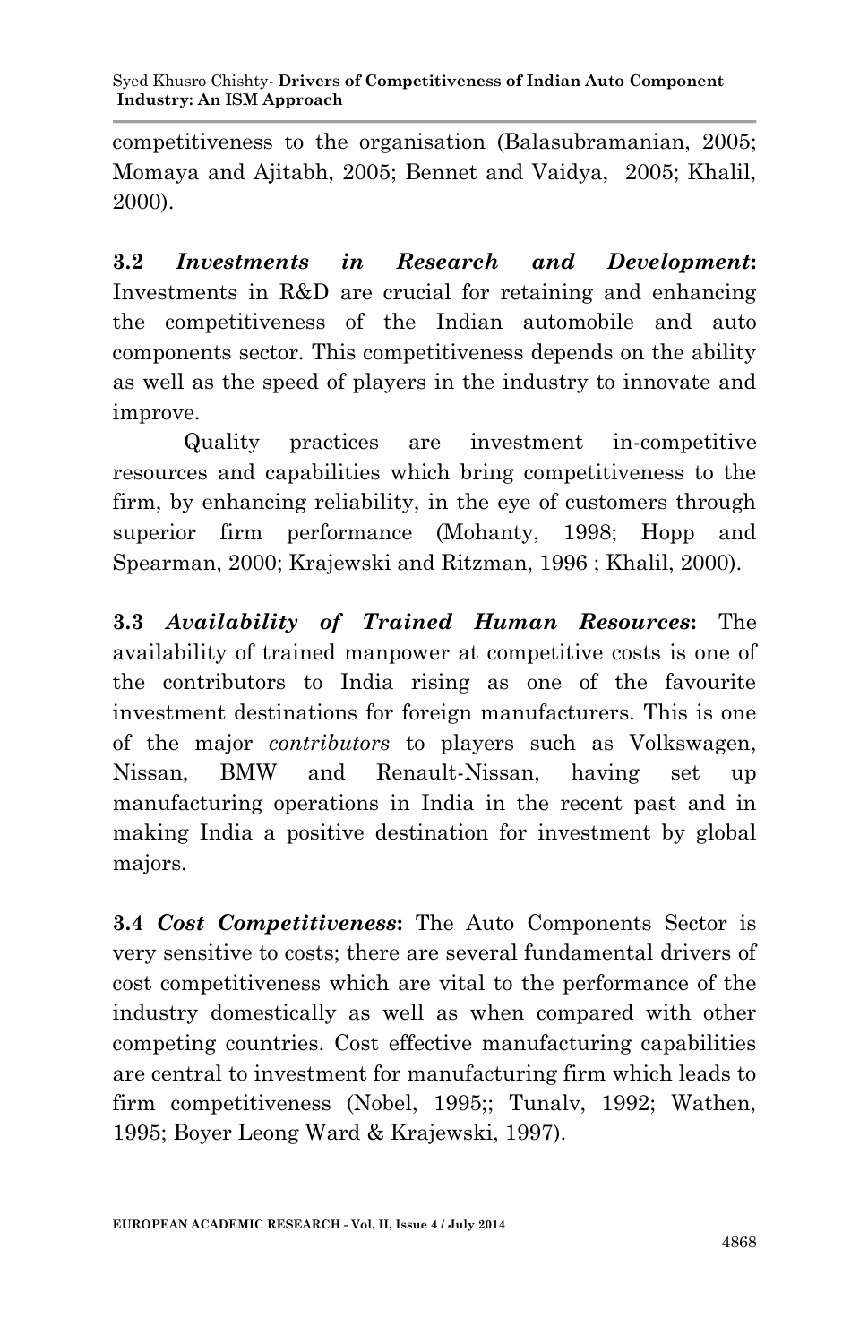competitiveness to the organisation (Balasubramanian, 2005; Momaya and Ajitabh, 2005; Bennet and Vaidya, 2005; Khalil, 2000).

**3.2** ***Investments in Research and Development*****:** Investments in R&D are crucial for retaining and enhancing the competitiveness of the Indian automobile and auto components sector. This competitiveness depends on the ability as well as the speed of players in the industry to innovate and improve.

Quality practices are investment in-competitive resources and capabilities which bring competitiveness to the firm, by enhancing reliability, in the eye of customers through superior firm performance (Mohanty, 1998; Hopp and Spearman, 2000; Krajewski and Ritzman, 1996 ; Khalil, 2000).

**3.3** ***Availability of Trained Human Resources*****:** The availability of trained manpower at competitive costs is one of the contributors to India rising as one of the favourite investment destinations for foreign manufacturers. This is one of the major *contributors* to players such as Volkswagen, Nissan, BMW and Renault-Nissan, having set up manufacturing operations in India in the recent past and in making India a positive destination for investment by global majors.

**3.4** ***Cost Competitiveness*****:** The Auto Components Sector is very sensitive to costs; there are several fundamental drivers of cost competitiveness which are vital to the performance of the industry domestically as well as when compared with other competing countries. Cost effective manufacturing capabilities are central to investment for manufacturing firm which leads to firm competitiveness (Nobel, 1995;; Tunalv, 1992; Wathen, 1995; Boyer Leong Ward & Krajewski, 1997).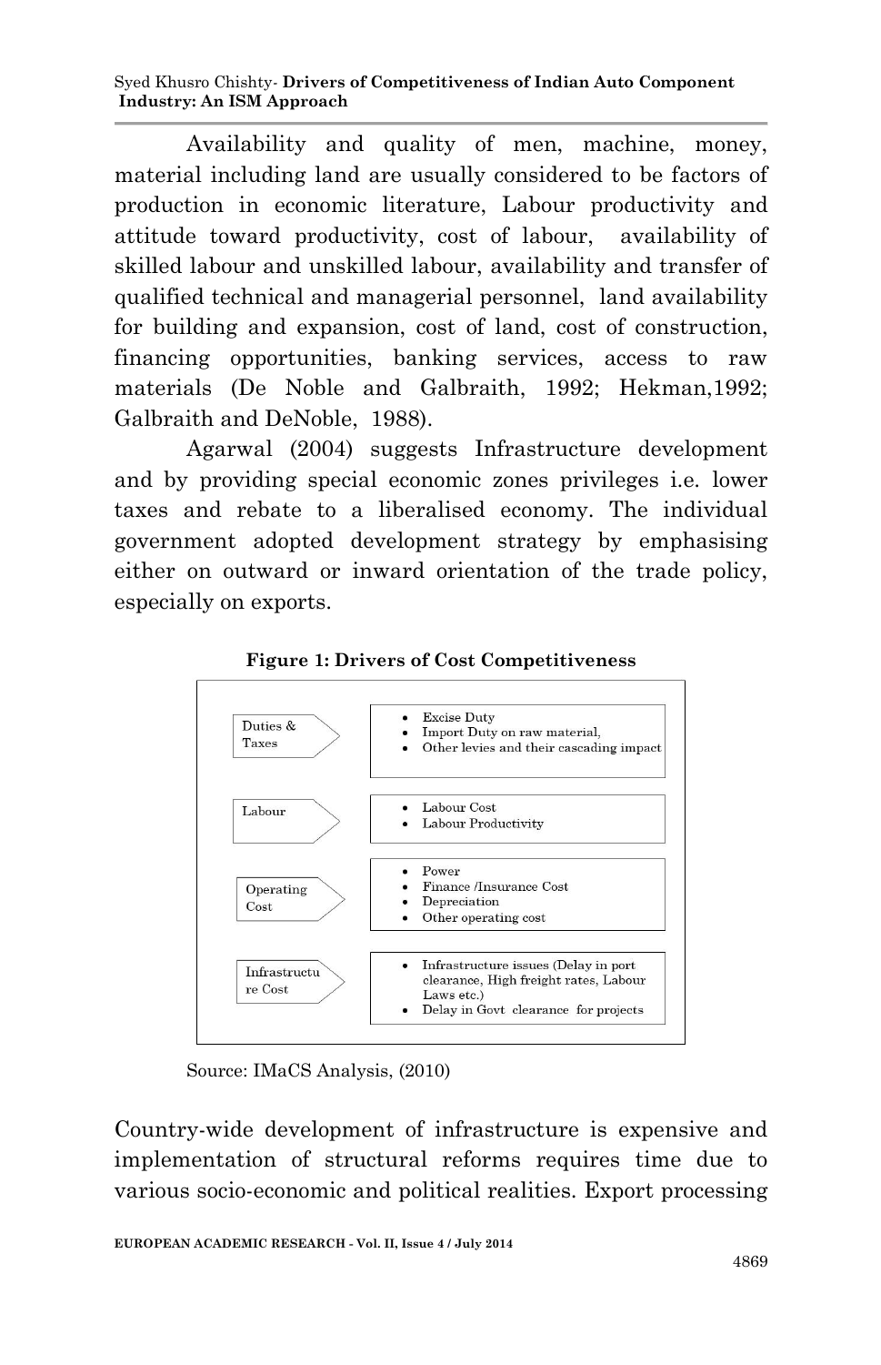Availability and quality of men, machine, money, material including land are usually considered to be factors of production in economic literature, Labour productivity and attitude toward productivity, cost of labour, availability of skilled labour and unskilled labour, availability and transfer of qualified technical and managerial personnel, land availability for building and expansion, cost of land, cost of construction, financing opportunities, banking services, access to raw materials (De Noble and Galbraith, 1992; Hekman,1992; Galbraith and DeNoble, 1988).

Agarwal (2004) suggests Infrastructure development and by providing special economic zones privileges i.e. lower taxes and rebate to a liberalised economy. The individual government adopted development strategy by emphasising either on outward or inward orientation of the trade policy, especially on exports.

**Figure 1: Drivers of Cost Competitiveness**

| Driver | Components |
| --- | --- |
| Duties & Taxes | • Excise Duty<br>• Import Duty on raw material,<br>• Other levies and their cascading impact |
| Labour | • Labour Cost<br>• Labour Productivity |
| Operating Cost | • Power<br>• Finance /Insurance Cost<br>• Depreciation<br>• Other operating cost |
| Infrastructure Cost | • Infrastructure issues (Delay in port clearance, High freight rates, Labour Laws etc.)<br>• Delay in Govt clearance for projects |

Source: IMaCS Analysis, (2010)

Country-wide development of infrastructure is expensive and implementation of structural reforms requires time due to various socio-economic and political realities. Export processing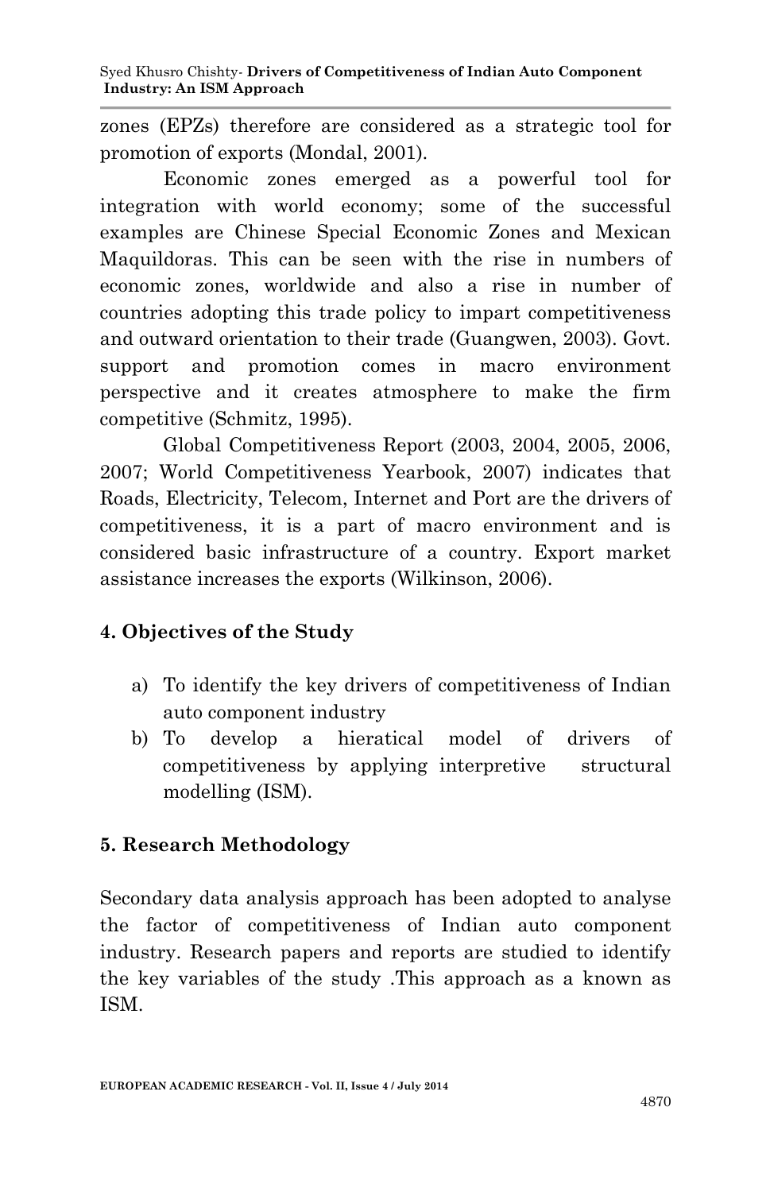zones (EPZs) therefore are considered as a strategic tool for promotion of exports (Mondal, 2001).

Economic zones emerged as a powerful tool for integration with world economy; some of the successful examples are Chinese Special Economic Zones and Mexican Maquildoras. This can be seen with the rise in numbers of economic zones, worldwide and also a rise in number of countries adopting this trade policy to impart competitiveness and outward orientation to their trade (Guangwen, 2003). Govt. support and promotion comes in macro environment perspective and it creates atmosphere to make the firm competitive (Schmitz, 1995).

Global Competitiveness Report (2003, 2004, 2005, 2006, 2007; World Competitiveness Yearbook, 2007) indicates that Roads, Electricity, Telecom, Internet and Port are the drivers of competitiveness, it is a part of macro environment and is considered basic infrastructure of a country. Export market assistance increases the exports (Wilkinson, 2006).

## 4. Objectives of the Study

a) To identify the key drivers of competitiveness of Indian auto component industry
b) To develop a hieratical model of drivers of competitiveness by applying interpretive structural modelling (ISM).

## 5. Research Methodology

Secondary data analysis approach has been adopted to analyse the factor of competitiveness of Indian auto component industry. Research papers and reports are studied to identify the key variables of the study .This approach as a known as ISM.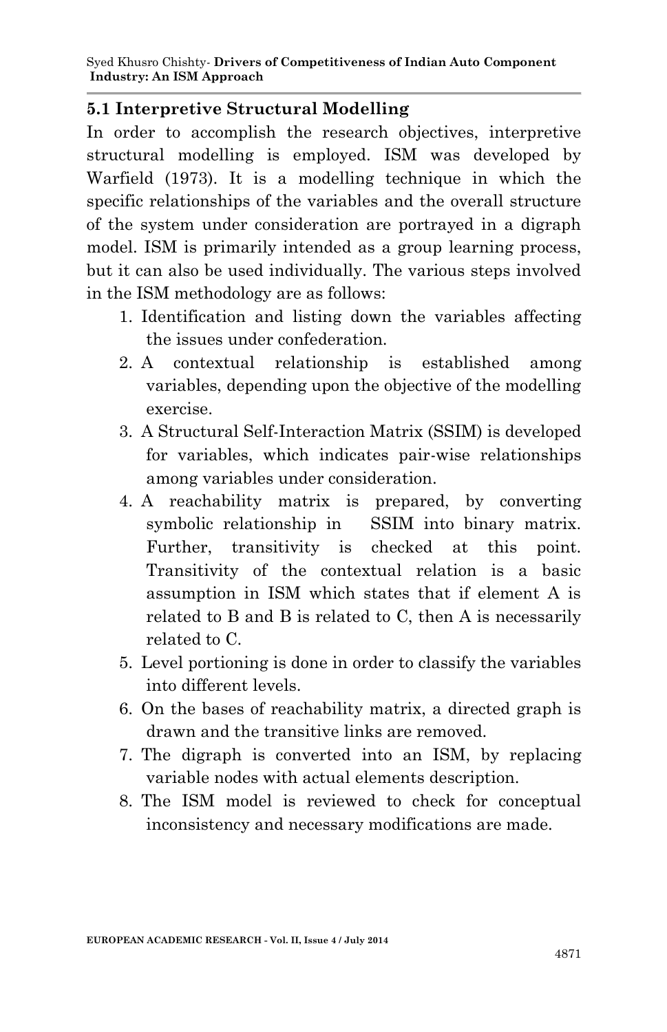### 5.1 Interpretive Structural Modelling

In order to accomplish the research objectives, interpretive structural modelling is employed. ISM was developed by Warfield (1973). It is a modelling technique in which the specific relationships of the variables and the overall structure of the system under consideration are portrayed in a digraph model. ISM is primarily intended as a group learning process, but it can also be used individually. The various steps involved in the ISM methodology are as follows:

1. Identification and listing down the variables affecting the issues under confederation.
2. A contextual relationship is established among variables, depending upon the objective of the modelling exercise.
3. A Structural Self-Interaction Matrix (SSIM) is developed for variables, which indicates pair-wise relationships among variables under consideration.
4. A reachability matrix is prepared, by converting symbolic relationship in SSIM into binary matrix. Further, transitivity is checked at this point. Transitivity of the contextual relation is a basic assumption in ISM which states that if element A is related to B and B is related to C, then A is necessarily related to C.
5. Level portioning is done in order to classify the variables into different levels.
6. On the bases of reachability matrix, a directed graph is drawn and the transitive links are removed.
7. The digraph is converted into an ISM, by replacing variable nodes with actual elements description.
8. The ISM model is reviewed to check for conceptual inconsistency and necessary modifications are made.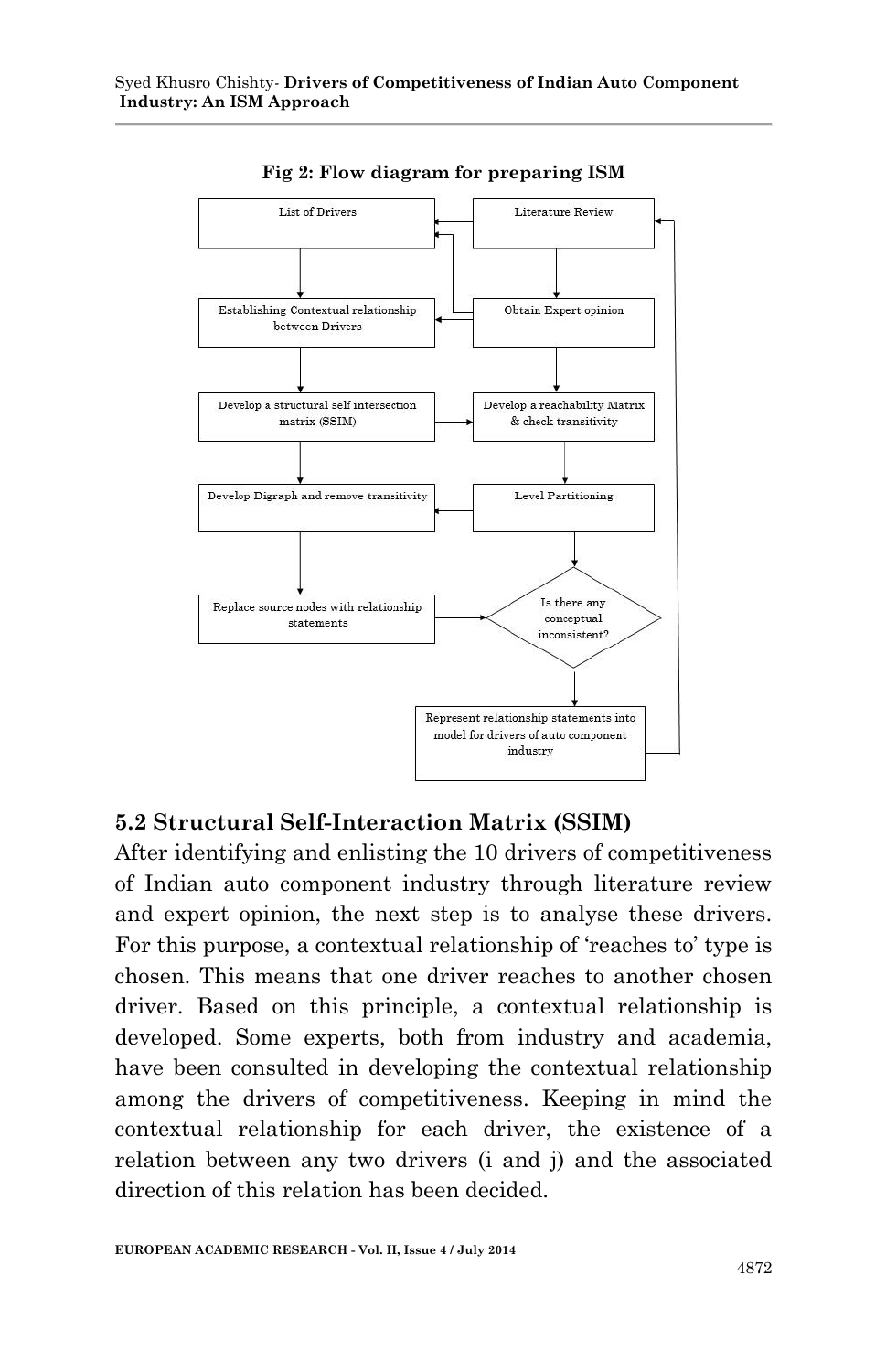**Fig 2: Flow diagram for preparing ISM**

List of Drivers

Literature Review

Establishing Contextual relationship between Drivers

Obtain Expert opinion

Develop a structural self intersection matrix (SSIM)

Develop a reachability Matrix & check transitivity

Develop Digraph and remove transitivity

Level Partitioning

Replace source nodes with relationship statements

Is there any conceptual inconsistent?

Represent relationship statements into model for drivers of auto component industry

## 5.2 Structural Self-Interaction Matrix (SSIM)

After identifying and enlisting the 10 drivers of competitiveness of Indian auto component industry through literature review and expert opinion, the next step is to analyse these drivers. For this purpose, a contextual relationship of 'reaches to' type is chosen. This means that one driver reaches to another chosen driver. Based on this principle, a contextual relationship is developed. Some experts, both from industry and academia, have been consulted in developing the contextual relationship among the drivers of competitiveness. Keeping in mind the contextual relationship for each driver, the existence of a relation between any two drivers (i and j) and the associated direction of this relation has been decided.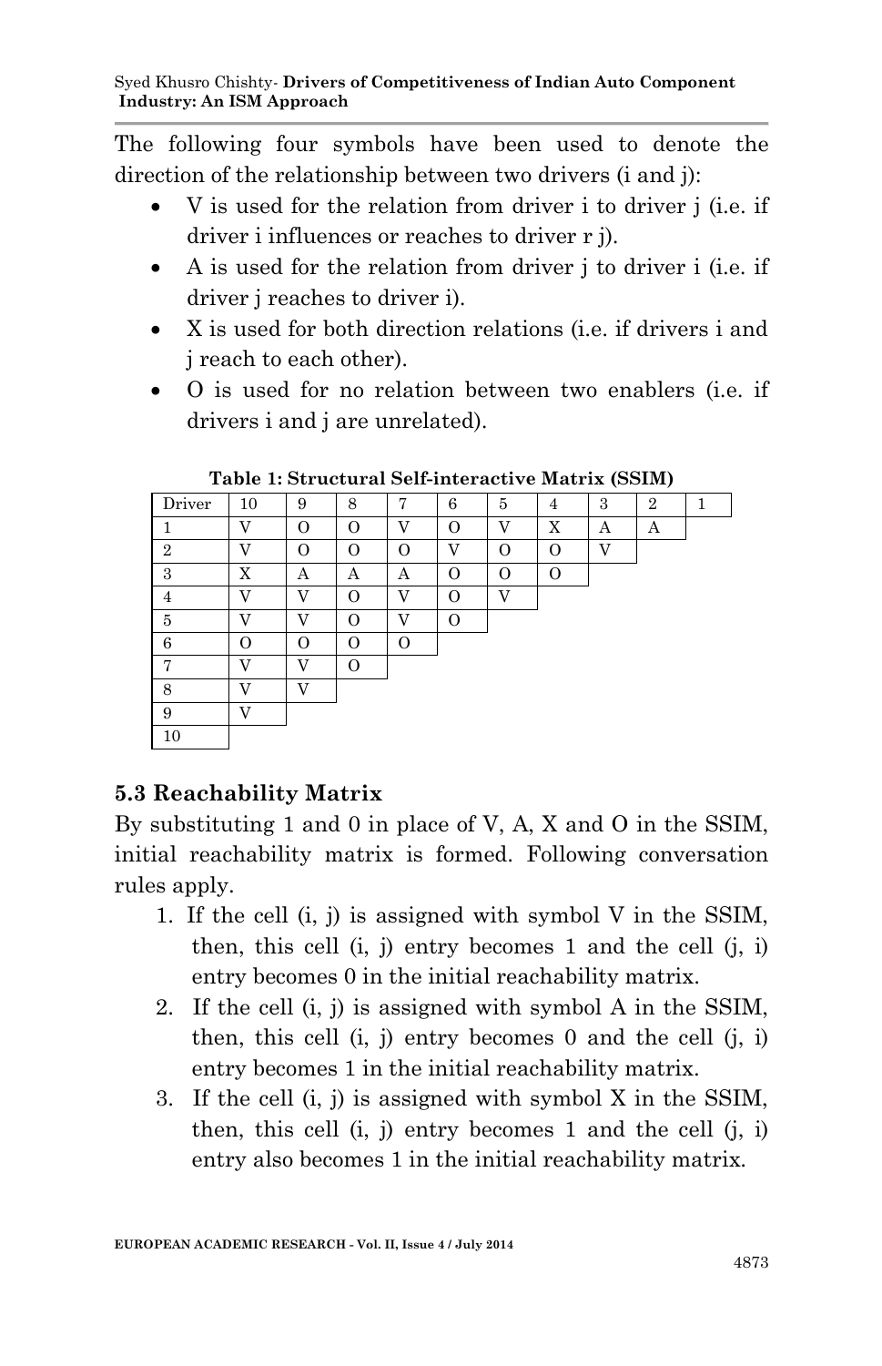The following four symbols have been used to denote the direction of the relationship between two drivers (i and j):

- V is used for the relation from driver i to driver j (i.e. if driver i influences or reaches to driver r j).
- A is used for the relation from driver j to driver i (i.e. if driver j reaches to driver i).
- X is used for both direction relations (i.e. if drivers i and j reach to each other).
- O is used for no relation between two enablers (i.e. if drivers i and j are unrelated).

**Table 1: Structural Self-interactive Matrix (SSIM)**

| Driver | 10 | 9 | 8 | 7 | 6 | 5 | 4 | 3 | 2 | 1 |
|---|---|---|---|---|---|---|---|---|---|---|
| 1 | V | O | O | V | O | V | X | A | A | |
| 2 | V | O | O | O | V | O | O | V | | |
| 3 | X | A | A | A | O | O | O | | | |
| 4 | V | V | O | V | O | V | | | | |
| 5 | V | V | O | V | O | | | | | |
| 6 | O | O | O | O | | | | | | |
| 7 | V | V | O | | | | | | | |
| 8 | V | V | | | | | | | | |
| 9 | V | | | | | | | | | |
| 10 | | | | | | | | | | |

## 5.3 Reachability Matrix

By substituting 1 and 0 in place of V, A, X and O in the SSIM, initial reachability matrix is formed. Following conversation rules apply.

1. If the cell (i, j) is assigned with symbol V in the SSIM, then, this cell (i, j) entry becomes 1 and the cell (j, i) entry becomes 0 in the initial reachability matrix.
2. If the cell (i, j) is assigned with symbol A in the SSIM, then, this cell (i, j) entry becomes 0 and the cell (j, i) entry becomes 1 in the initial reachability matrix.
3. If the cell (i, j) is assigned with symbol X in the SSIM, then, this cell (i, j) entry becomes 1 and the cell (j, i) entry also becomes 1 in the initial reachability matrix.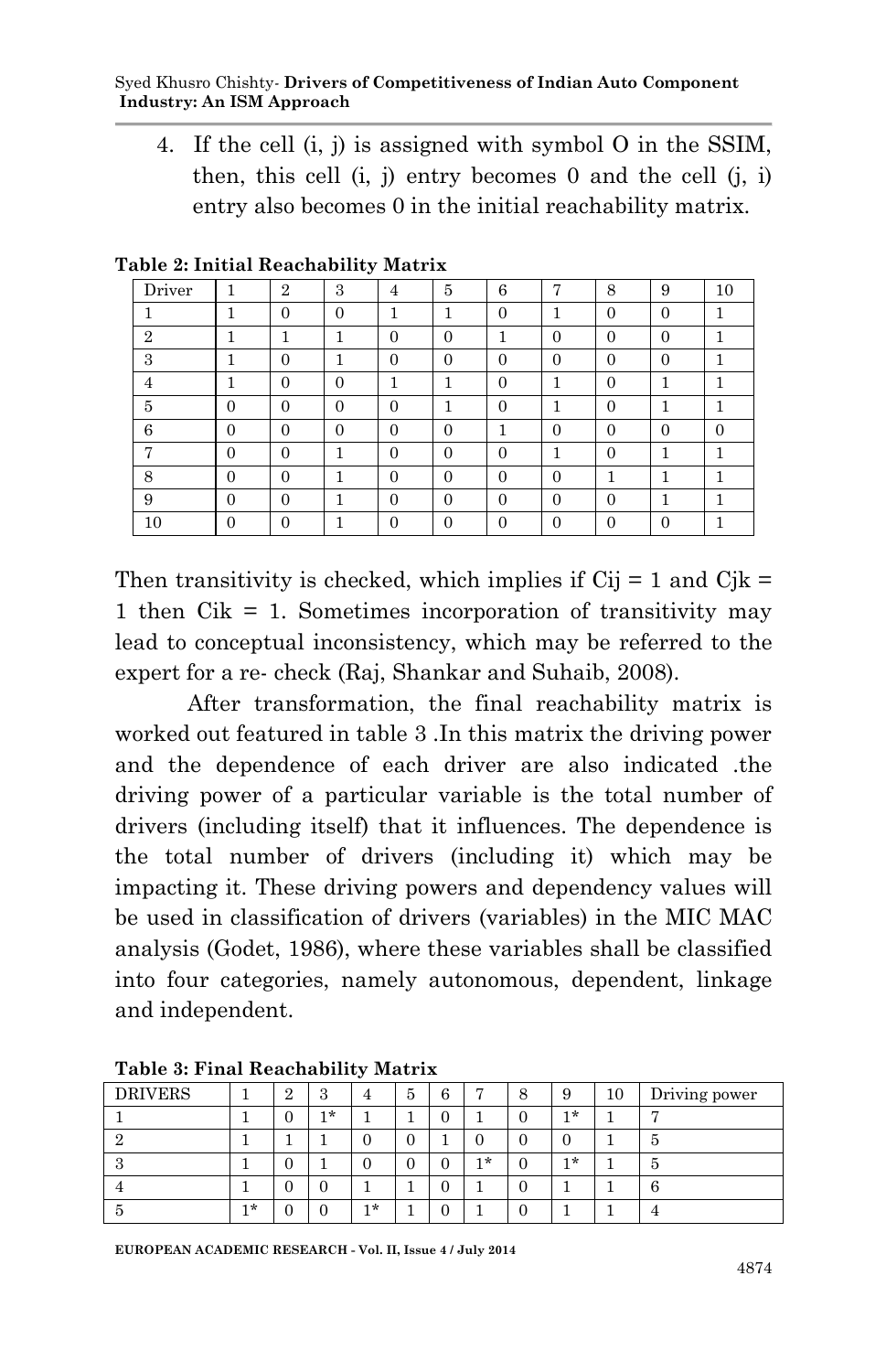4. If the cell (i, j) is assigned with symbol O in the SSIM, then, this cell (i, j) entry becomes 0 and the cell (j, i) entry also becomes 0 in the initial reachability matrix.

**Table 2: Initial Reachability Matrix**

| Driver | 1 | 2 | 3 | 4 | 5 | 6 | 7 | 8 | 9 | 10 |
|---|---|---|---|---|---|---|---|---|---|---|
| 1 | 1 | 0 | 0 | 1 | 1 | 0 | 1 | 0 | 0 | 1 |
| 2 | 1 | 1 | 1 | 0 | 0 | 1 | 0 | 0 | 0 | 1 |
| 3 | 1 | 0 | 1 | 0 | 0 | 0 | 0 | 0 | 0 | 1 |
| 4 | 1 | 0 | 0 | 1 | 1 | 0 | 1 | 0 | 1 | 1 |
| 5 | 0 | 0 | 0 | 0 | 1 | 0 | 1 | 0 | 1 | 1 |
| 6 | 0 | 0 | 0 | 0 | 0 | 1 | 0 | 0 | 0 | 0 |
| 7 | 0 | 0 | 1 | 0 | 0 | 0 | 1 | 0 | 1 | 1 |
| 8 | 0 | 0 | 1 | 0 | 0 | 0 | 0 | 1 | 1 | 1 |
| 9 | 0 | 0 | 1 | 0 | 0 | 0 | 0 | 0 | 1 | 1 |
| 10 | 0 | 0 | 1 | 0 | 0 | 0 | 0 | 0 | 0 | 1 |

Then transitivity is checked, which implies if Cij = 1 and Cjk = 1 then Cik = 1. Sometimes incorporation of transitivity may lead to conceptual inconsistency, which may be referred to the expert for a re- check (Raj, Shankar and Suhaib, 2008).

After transformation, the final reachability matrix is worked out featured in table 3 .In this matrix the driving power and the dependence of each driver are also indicated .the driving power of a particular variable is the total number of drivers (including itself) that it influences. The dependence is the total number of drivers (including it) which may be impacting it. These driving powers and dependency values will be used in classification of drivers (variables) in the MIC MAC analysis (Godet, 1986), where these variables shall be classified into four categories, namely autonomous, dependent, linkage and independent.

**Table 3: Final Reachability Matrix**

| DRIVERS | 1 | 2 | 3 | 4 | 5 | 6 | 7 | 8 | 9 | 10 | Driving power |
|---|---|---|---|---|---|---|---|---|---|---|---|
| 1 | 1 | 0 | 1* | 1 | 1 | 0 | 1 | 0 | 1* | 1 | 7 |
| 2 | 1 | 1 | 1 | 0 | 0 | 1 | 0 | 0 | 0 | 1 | 5 |
| 3 | 1 | 0 | 1 | 0 | 0 | 0 | 1* | 0 | 1* | 1 | 5 |
| 4 | 1 | 0 | 0 | 1 | 1 | 0 | 1 | 0 | 1 | 1 | 6 |
| 5 | 1* | 0 | 0 | 1* | 1 | 0 | 1 | 0 | 1 | 1 | 4 |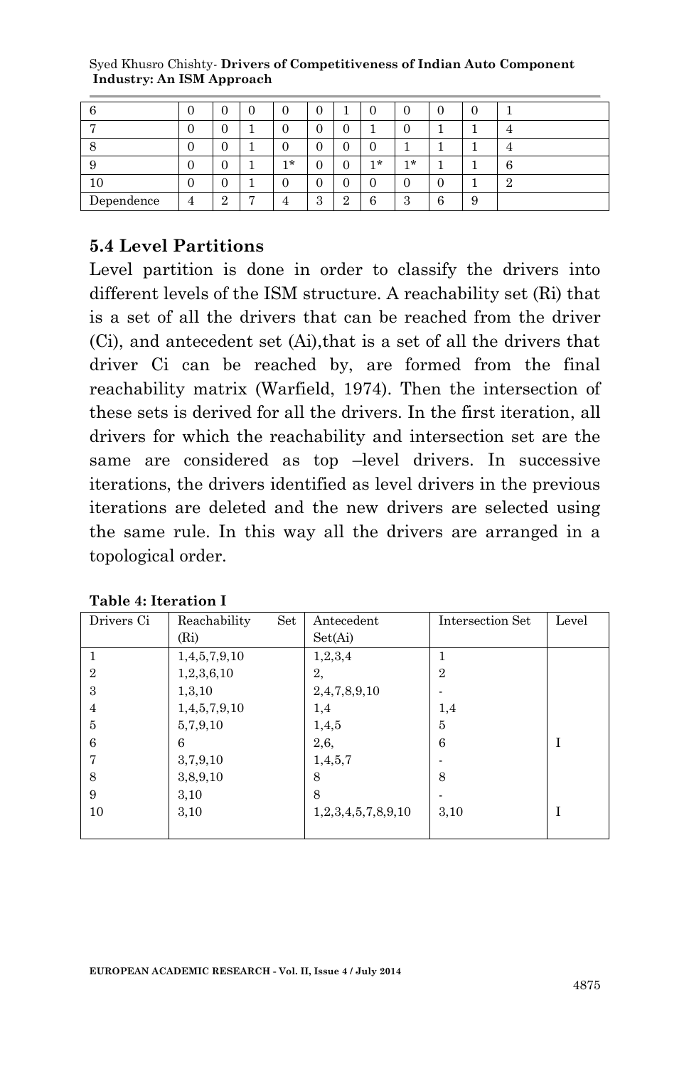| 6 | 0 | 0 | 0 | 0 | 0 | 1 | 0 | 0 | 0 | 0 | 1 |
|---|---|---|---|---|---|---|---|---|---|---|---|
| 7 | 0 | 0 | 1 | 0 | 0 | 0 | 1 | 0 | 1 | 1 | 4 |
| 8 | 0 | 0 | 1 | 0 | 0 | 0 | 0 | 1 | 1 | 1 | 4 |
| 9 | 0 | 0 | 1 | 1* | 0 | 0 | 1* | 1* | 1 | 1 | 6 |
| 10 | 0 | 0 | 1 | 0 | 0 | 0 | 0 | 0 | 0 | 1 | 2 |
| Dependence | 4 | 2 | 7 | 4 | 3 | 2 | 6 | 3 | 6 | 9 | |

### 5.4 Level Partitions

Level partition is done in order to classify the drivers into different levels of the ISM structure. A reachability set (Ri) that is a set of all the drivers that can be reached from the driver (Ci), and antecedent set (Ai),that is a set of all the drivers that driver Ci can be reached by, are formed from the final reachability matrix (Warfield, 1974). Then the intersection of these sets is derived for all the drivers. In the first iteration, all drivers for which the reachability and intersection set are the same are considered as top –level drivers. In successive iterations, the drivers identified as level drivers in the previous iterations are deleted and the new drivers are selected using the same rule. In this way all the drivers are arranged in a topological order.

**Table 4: Iteration I**

| Drivers Ci | Reachability Set (Ri) | Antecedent Set(Ai) | Intersection Set | Level |
|---|---|---|---|---|
| 1 | 1,4,5,7,9,10 | 1,2,3,4 | 1 | |
| 2 | 1,2,3,6,10 | 2, | 2 | |
| 3 | 1,3,10 | 2,4,7,8,9,10 | - | |
| 4 | 1,4,5,7,9,10 | 1,4 | 1,4 | |
| 5 | 5,7,9,10 | 1,4,5 | 5 | |
| 6 | 6 | 2,6, | 6 | I |
| 7 | 3,7,9,10 | 1,4,5,7 | - | |
| 8 | 3,8,9,10 | 8 | 8 | |
| 9 | 3,10 | 8 | - | |
| 10 | 3,10 | 1,2,3,4,5,7,8,9,10 | 3,10 | I |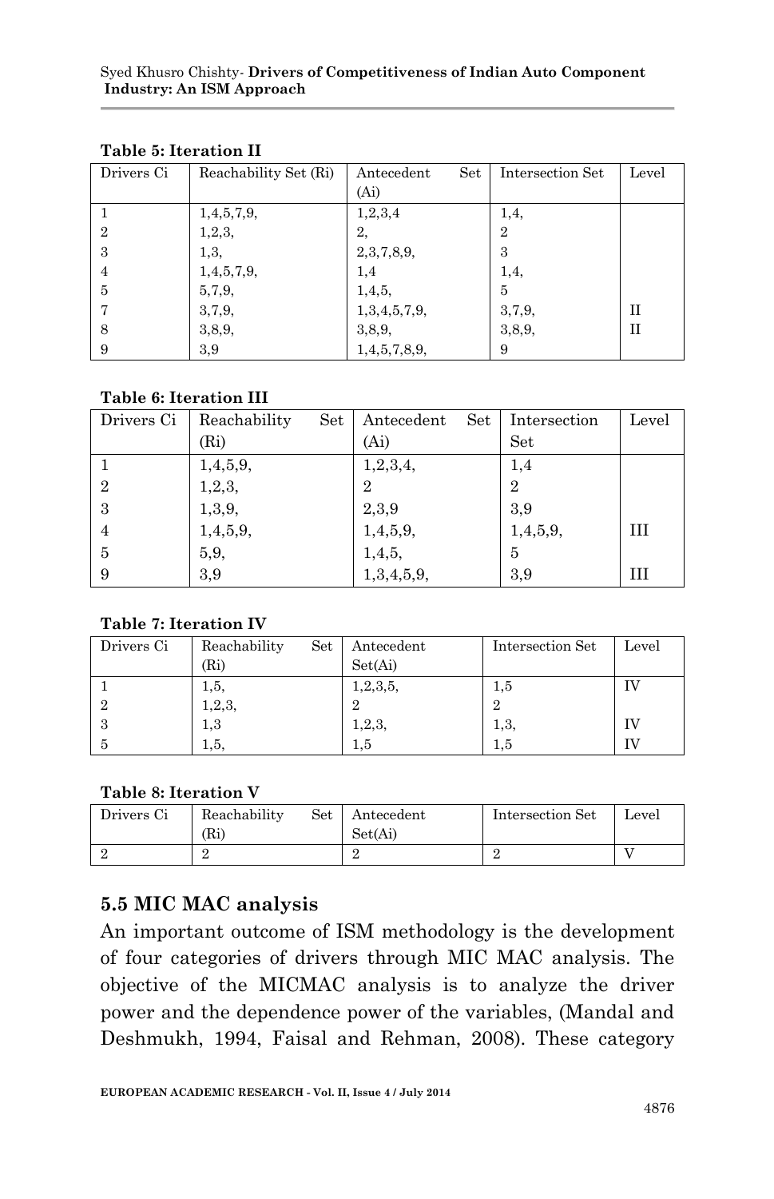**Table 5: Iteration II**

| Drivers Ci | Reachability Set (Ri) | Antecedent Set (Ai) | Intersection Set | Level |
|---|---|---|---|---|
| 1 | 1,4,5,7,9, | 1,2,3,4 | 1,4, | |
| 2 | 1,2,3, | 2, | 2 | |
| 3 | 1,3, | 2,3,7,8,9, | 3 | |
| 4 | 1,4,5,7,9, | 1,4 | 1,4, | |
| 5 | 5,7,9, | 1,4,5, | 5 | |
| 7 | 3,7,9, | 1,3,4,5,7,9, | 3,7,9, | II |
| 8 | 3,8,9, | 3,8,9, | 3,8,9, | II |
| 9 | 3,9 | 1,4,5,7,8,9, | 9 | |

**Table 6: Iteration III**

| Drivers Ci | Reachability Set (Ri) | Antecedent Set (Ai) | Intersection Set | Level |
|---|---|---|---|---|
| 1 | 1,4,5,9, | 1,2,3,4, | 1,4 | |
| 2 | 1,2,3, | 2 | 2 | |
| 3 | 1,3,9, | 2,3,9 | 3,9 | |
| 4 | 1,4,5,9, | 1,4,5,9, | 1,4,5,9, | III |
| 5 | 5,9, | 1,4,5, | 5 | |
| 9 | 3,9 | 1,3,4,5,9, | 3,9 | III |

**Table 7: Iteration IV**

| Drivers Ci | Reachability Set (Ri) | Antecedent Set(Ai) | Intersection Set | Level |
|---|---|---|---|---|
| 1 | 1,5, | 1,2,3,5, | 1,5 | IV |
| 2 | 1,2,3, | 2 | 2 | |
| 3 | 1,3 | 1,2,3, | 1,3, | IV |
| 5 | 1,5, | 1,5 | 1,5 | IV |

**Table 8: Iteration V**

| Drivers Ci | Reachability Set (Ri) | Antecedent Set(Ai) | Intersection Set | Level |
|---|---|---|---|---|
| 2 | 2 | 2 | 2 | V |

## 5.5 MIC MAC analysis

An important outcome of ISM methodology is the development of four categories of drivers through MIC MAC analysis. The objective of the MICMAC analysis is to analyze the driver power and the dependence power of the variables, (Mandal and Deshmukh, 1994, Faisal and Rehman, 2008). These category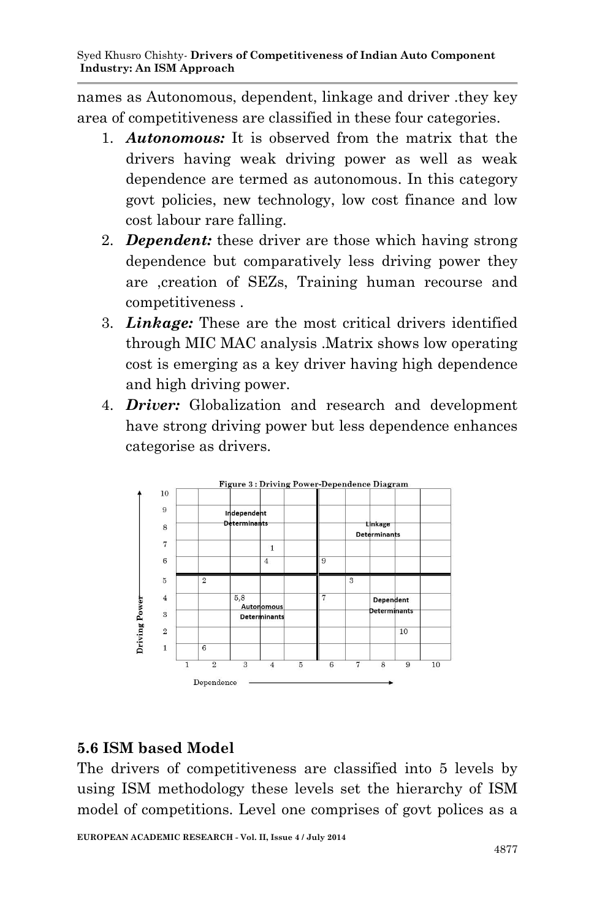names as Autonomous, dependent, linkage and driver .they key area of competitiveness are classified in these four categories.

1. ***Autonomous:*** It is observed from the matrix that the drivers having weak driving power as well as weak dependence are termed as autonomous. In this category govt policies, new technology, low cost finance and low cost labour rare falling.
2. ***Dependent:*** these driver are those which having strong dependence but comparatively less driving power they are ,creation of SEZs, Training human recourse and competitiveness .
3. ***Linkage:*** These are the most critical drivers identified through MIC MAC analysis .Matrix shows low operating cost is emerging as a key driver having high dependence and high driving power.
4. ***Driver:*** Globalization and research and development have strong driving power but less dependence enhances categorise as drivers.

**Figure 3 : Driving Power-Dependence Diagram**

| Driving Power | 1 | 2 | 3 | 4 | 5 | 6 | 7 | 8 | 9 | 10 |
|---|---|---|---|---|---|---|---|---|---|---|
| 10 | | | | | | | | | | |
| 9 | | | Independent Determinants | | | | | | | |
| 8 | | | | | | | | Linkage Determinants | | |
| 7 | | | | 1 | | | | | | |
| 6 | | | | 4 | | 9 | | | | |
| 5 | | 2 | | | | | 3 | | | |
| 4 | | | 5,8 | | | 7 | | Dependent Determinants | | |
| 3 | | | Autonomous Determinants | | | | | | | |
| 2 | | | | | | | | | 10 | |
| 1 | | 6 | | | | | | | | |

Dependence →

## 5.6 ISM based Model

The drivers of competitiveness are classified into 5 levels by using ISM methodology these levels set the hierarchy of ISM model of competitions. Level one comprises of govt polices as a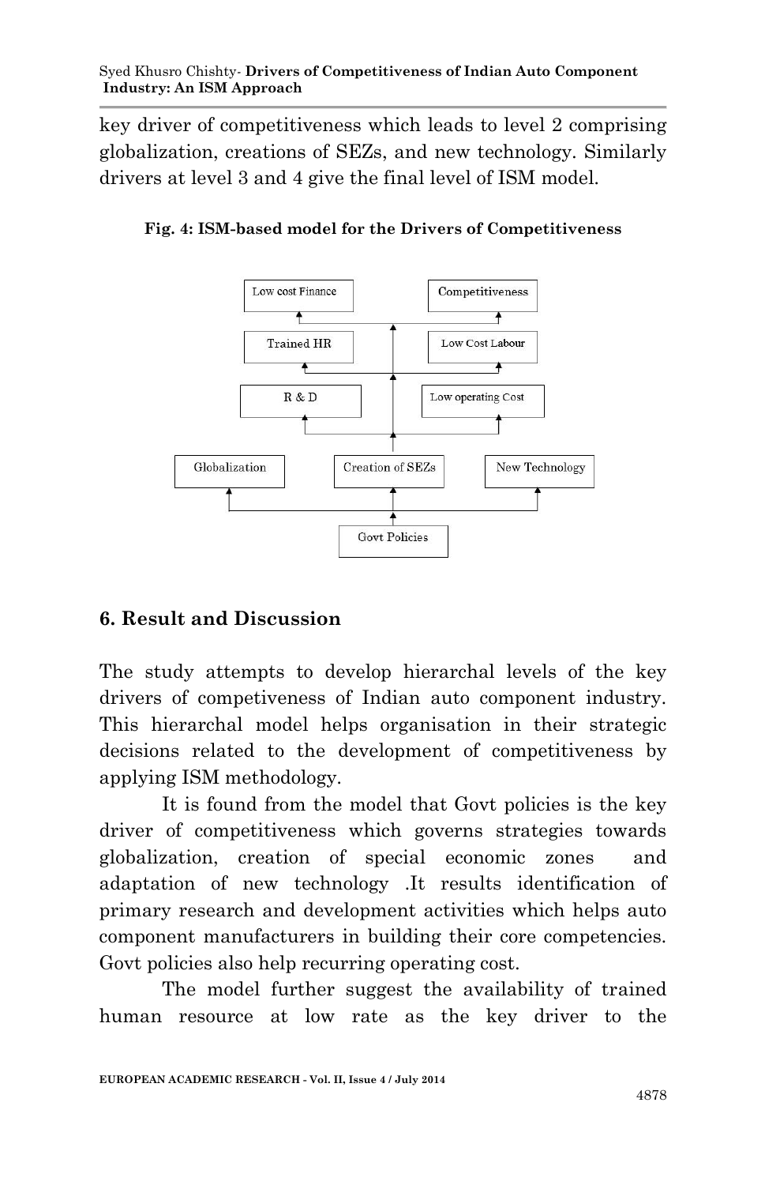key driver of competitiveness which leads to level 2 comprising globalization, creations of SEZs, and new technology. Similarly drivers at level 3 and 4 give the final level of ISM model.

**Fig. 4: ISM-based model for the Drivers of Competitiveness**

## 6. Result and Discussion

The study attempts to develop hierarchal levels of the key drivers of competiveness of Indian auto component industry. This hierarchal model helps organisation in their strategic decisions related to the development of competitiveness by applying ISM methodology.

It is found from the model that Govt policies is the key driver of competitiveness which governs strategies towards globalization, creation of special economic zones and adaptation of new technology .It results identification of primary research and development activities which helps auto component manufacturers in building their core competencies. Govt policies also help recurring operating cost.

The model further suggest the availability of trained human resource at low rate as the key driver to the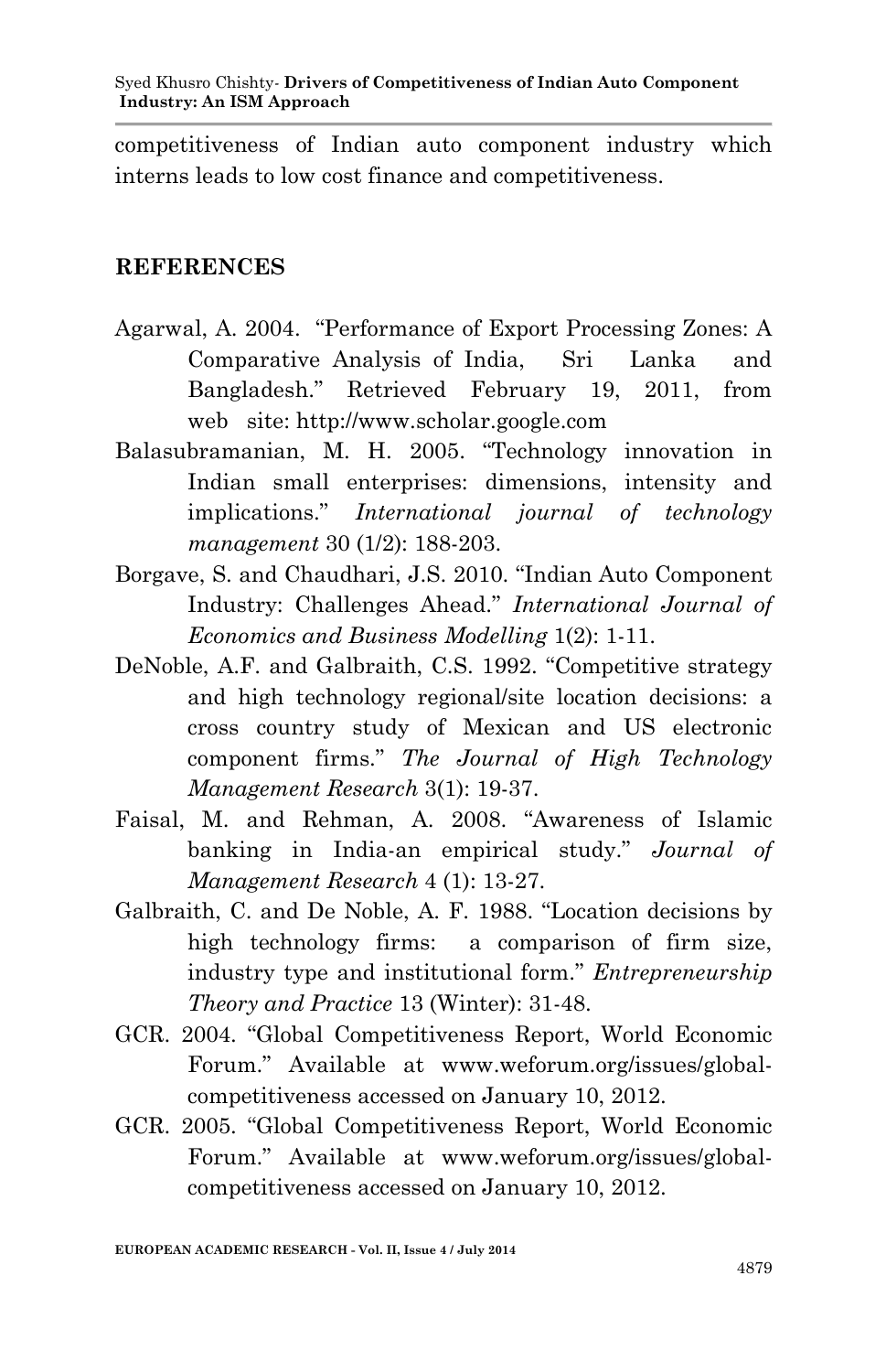competitiveness of Indian auto component industry which interns leads to low cost finance and competitiveness.

## REFERENCES

Agarwal, A. 2004. "Performance of Export Processing Zones: A Comparative Analysis of India, Sri Lanka and Bangladesh." Retrieved February 19, 2011, from web site: http://www.scholar.google.com

Balasubramanian, M. H. 2005. "Technology innovation in Indian small enterprises: dimensions, intensity and implications." *International journal of technology management* 30 (1/2): 188-203.

Borgave, S. and Chaudhari, J.S. 2010. "Indian Auto Component Industry: Challenges Ahead." *International Journal of Economics and Business Modelling* 1(2): 1-11.

DeNoble, A.F. and Galbraith, C.S. 1992. "Competitive strategy and high technology regional/site location decisions: a cross country study of Mexican and US electronic component firms." *The Journal of High Technology Management Research* 3(1): 19-37.

Faisal, M. and Rehman, A. 2008. "Awareness of Islamic banking in India-an empirical study." *Journal of Management Research* 4 (1): 13-27.

Galbraith, C. and De Noble, A. F. 1988. "Location decisions by high technology firms: a comparison of firm size, industry type and institutional form." *Entrepreneurship Theory and Practice* 13 (Winter): 31-48.

GCR. 2004. "Global Competitiveness Report, World Economic Forum." Available at www.weforum.org/issues/global-competitiveness accessed on January 10, 2012.

GCR. 2005. "Global Competitiveness Report, World Economic Forum." Available at www.weforum.org/issues/global-competitiveness accessed on January 10, 2012.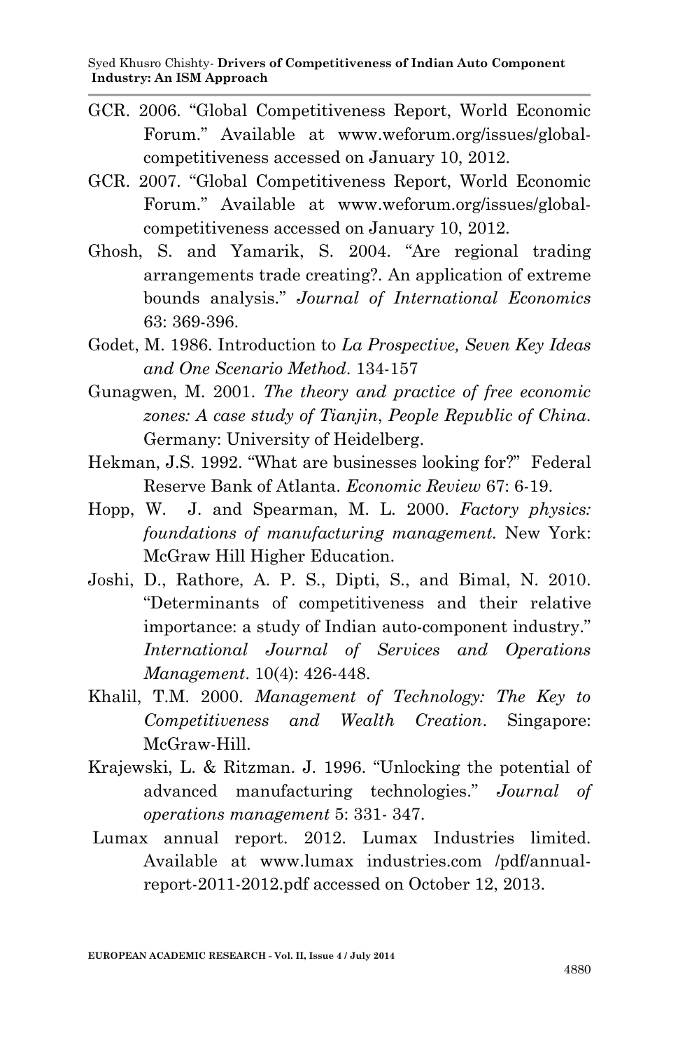GCR. 2006. "Global Competitiveness Report, World Economic Forum." Available at www.weforum.org/issues/global-competitiveness accessed on January 10, 2012.

GCR. 2007. "Global Competitiveness Report, World Economic Forum." Available at www.weforum.org/issues/global-competitiveness accessed on January 10, 2012.

Ghosh, S. and Yamarik, S. 2004. "Are regional trading arrangements trade creating?. An application of extreme bounds analysis." *Journal of International Economics* 63: 369-396.

Godet, M. 1986. Introduction to *La Prospective, Seven Key Ideas and One Scenario Method*. 134-157

Gunagwen, M. 2001. *The theory and practice of free economic zones: A case study of Tianjin*, *People Republic of China*. Germany: University of Heidelberg.

Hekman, J.S. 1992. "What are businesses looking for?" Federal Reserve Bank of Atlanta. *Economic Review* 67: 6-19.

Hopp, W. J. and Spearman, M. L. 2000. *Factory physics: foundations of manufacturing management.* New York: McGraw Hill Higher Education.

Joshi, D., Rathore, A. P. S., Dipti, S., and Bimal, N. 2010. "Determinants of competitiveness and their relative importance: a study of Indian auto-component industry." *International Journal of Services and Operations Management*. 10(4): 426-448.

Khalil, T.M. 2000. *Management of Technology: The Key to Competitiveness and Wealth Creation*. Singapore: McGraw-Hill.

Krajewski, L. & Ritzman. J. 1996. "Unlocking the potential of advanced manufacturing technologies." *Journal of operations management* 5: 331- 347.

Lumax annual report. 2012. Lumax Industries limited. Available at www.lumax industries.com /pdf/annual-report-2011-2012.pdf accessed on October 12, 2013.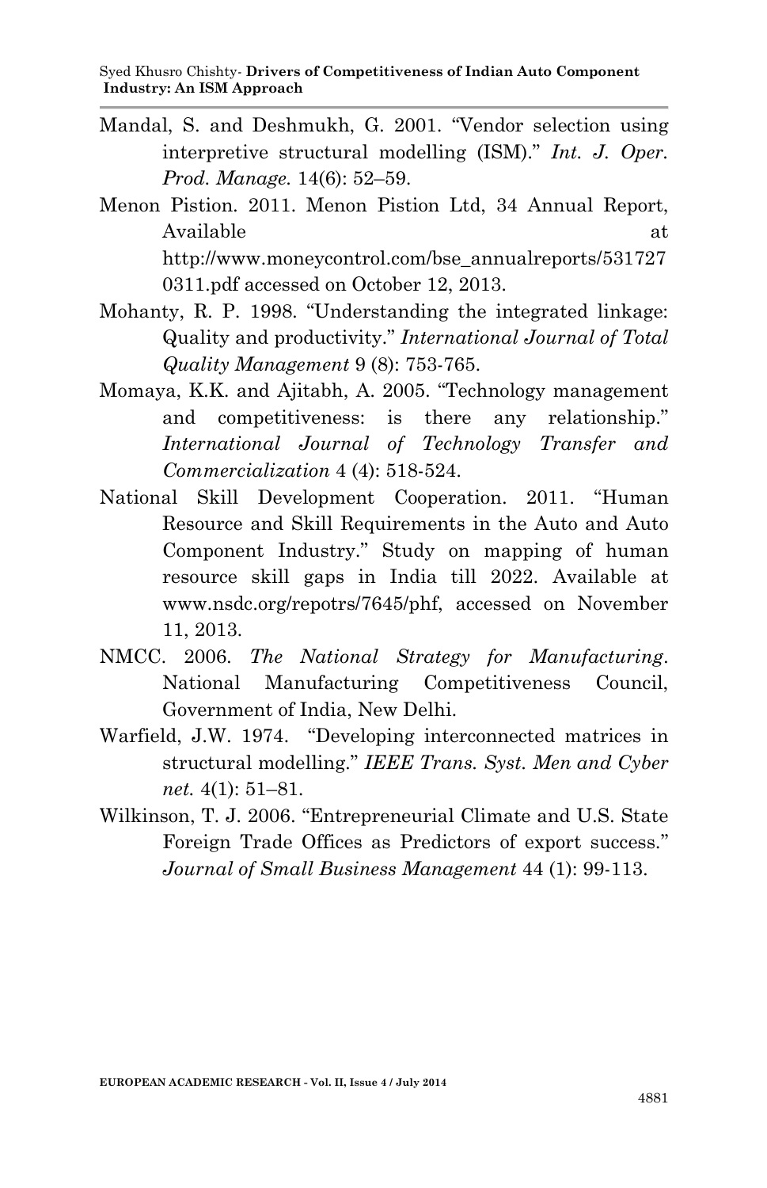Mandal, S. and Deshmukh, G. 2001. "Vendor selection using interpretive structural modelling (ISM)." *Int. J. Oper. Prod. Manage.* 14(6): 52–59.

Menon Pistion. 2011. Menon Pistion Ltd, 34 Annual Report, Available at http://www.moneycontrol.com/bse_annualreports/5317270311.pdf accessed on October 12, 2013.

Mohanty, R. P. 1998. "Understanding the integrated linkage: Quality and productivity." *International Journal of Total Quality Management* 9 (8): 753-765.

Momaya, K.K. and Ajitabh, A. 2005. "Technology management and competitiveness: is there any relationship." *International Journal of Technology Transfer and Commercialization* 4 (4): 518-524.

National Skill Development Cooperation. 2011. "Human Resource and Skill Requirements in the Auto and Auto Component Industry." Study on mapping of human resource skill gaps in India till 2022. Available at www.nsdc.org/repotrs/7645/phf, accessed on November 11, 2013.

NMCC. 2006. *The National Strategy for Manufacturing*. National Manufacturing Competitiveness Council, Government of India, New Delhi.

Warfield, J.W. 1974. "Developing interconnected matrices in structural modelling." *IEEE Trans. Syst. Men and Cyber net.* 4(1): 51–81.

Wilkinson, T. J. 2006. "Entrepreneurial Climate and U.S. State Foreign Trade Offices as Predictors of export success." *Journal of Small Business Management* 44 (1): 99-113.